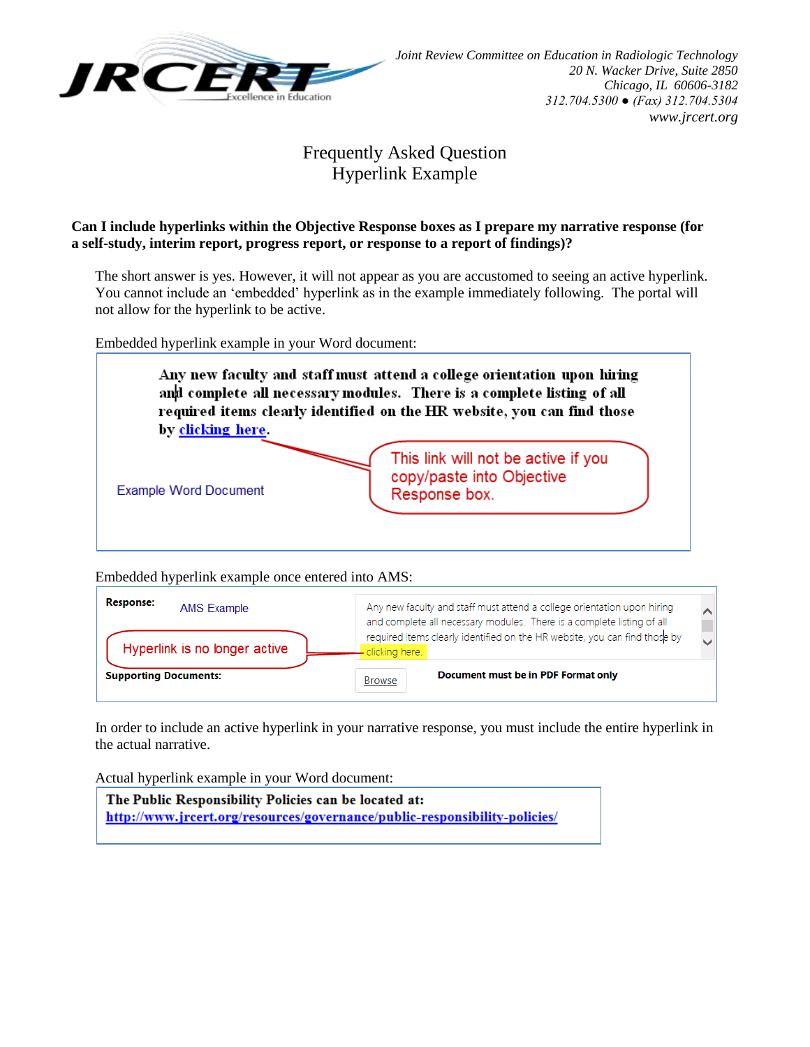**JRCERT** Excellence in Education

*Joint Review Committee on Education in Radiologic Technology*
*20 N. Wacker Drive, Suite 2850*
*Chicago, IL 60606-3182*
*312.704.5300 ● (Fax) 312.704.5304*
*www.jrcert.org*

# Frequently Asked Question
## Hyperlink Example

**Can I include hyperlinks within the Objective Response boxes as I prepare my narrative response (for a self-study, interim report, progress report, or response to a report of findings)?**

The short answer is yes. However, it will not appear as you are accustomed to seeing an active hyperlink. You cannot include an 'embedded' hyperlink as in the example immediately following. The portal will not allow for the hyperlink to be active.

Embedded hyperlink example in your Word document:

> **Any new faculty and staff must attend a college orientation upon hiring and complete all necessary modules. There is a complete listing of all required items clearly identified on the HR website, you can find those by clicking here.**
>
> Example Word Document
>
> This link will not be active if you copy/paste into Objective Response box.

Embedded hyperlink example once entered into AMS:

> **Response:** AMS Example
>
> Any new faculty and staff must attend a college orientation upon hiring and complete all necessary modules. There is a complete listing of all required items clearly identified on the HR website, you can find those by clicking here.
>
> Hyperlink is no longer active
>
> **Supporting Documents:** Browse **Document must be in PDF Format only**

In order to include an active hyperlink in your narrative response, you must include the entire hyperlink in the actual narrative.

Actual hyperlink example in your Word document:

> **The Public Responsibility Policies can be located at:**
> **http://www.jrcert.org/resources/governance/public-responsibility-policies/**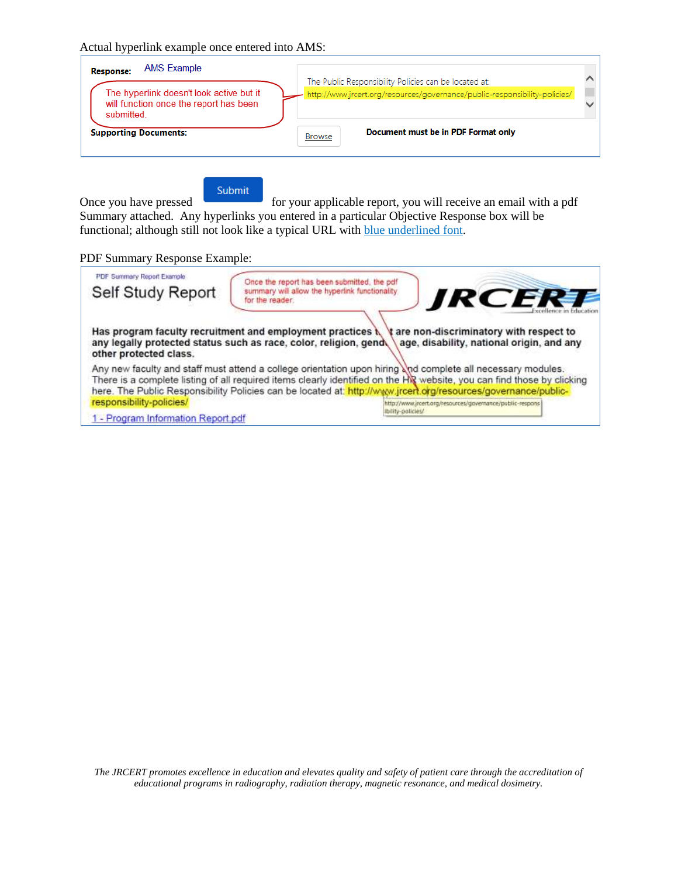Actual hyperlink example once entered into AMS:

**Response:** AMS Example

The hyperlink doesn't look active but it will function once the report has been submitted.

The Public Responsibility Policies can be located at: http://www.jrcert.org/resources/governance/public-responsibility-policies/

**Supporting Documents:** Browse **Document must be in PDF Format only**

Once you have pressed Submit for your applicable report, you will receive an email with a pdf Summary attached. Any hyperlinks you entered in a particular Objective Response box will be functional; although still not look like a typical URL with blue underlined font.

PDF Summary Response Example:

PDF Summary Report Example

Self Study Report

Once the report has been submitted, the pdf summary will allow the hyperlink functionality for the reader.

JRCERT Excellence in Education

**Has program faculty recruitment and employment practices that are non-discriminatory with respect to any legally protected status such as race, color, religion, gender, age, disability, national origin, and any other protected class.**

Any new faculty and staff must attend a college orientation upon hiring and complete all necessary modules. There is a complete listing of all required items clearly identified on the HR website, you can find those by clicking here. The Public Responsibility Policies can be located at: http://www.jrcert.org/resources/governance/public-responsibility-policies/

http://www.jrcert.org/resources/governance/public-responsibility-policies/

1 - Program Information Report.pdf

*The JRCERT promotes excellence in education and elevates quality and safety of patient care through the accreditation of educational programs in radiography, radiation therapy, magnetic resonance, and medical dosimetry.*